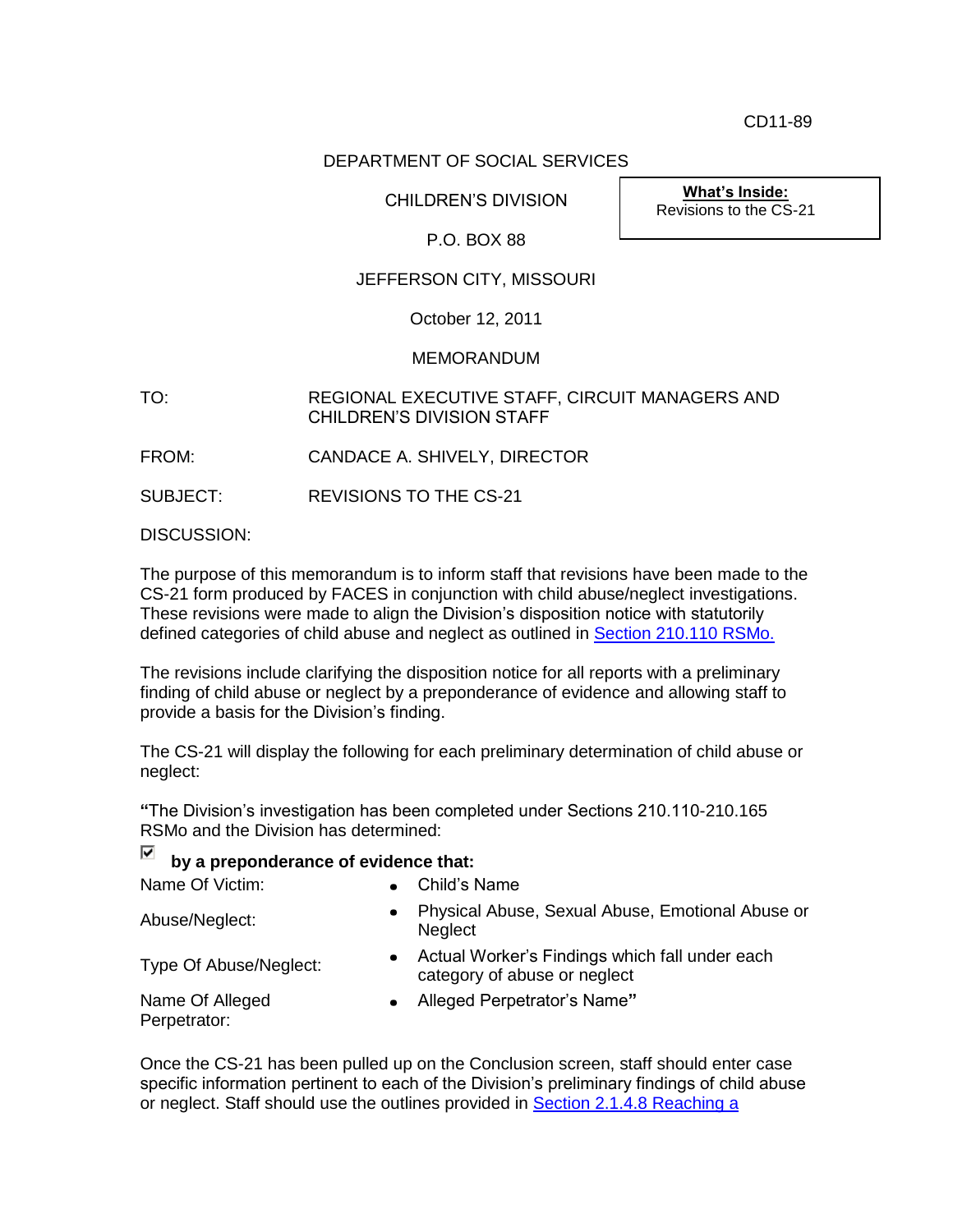CD11-89

DEPARTMENT OF SOCIAL SERVICES

CHILDREN'S DIVISION

P.O. BOX 88

JEFFERSON CITY, MISSOURI

October 12, 2011

MEMORANDUM

> **What's Inside:**
> Revisions to the CS-21

TO: REGIONAL EXECUTIVE STAFF, CIRCUIT MANAGERS AND CHILDREN'S DIVISION STAFF

FROM: CANDACE A. SHIVELY, DIRECTOR

SUBJECT: REVISIONS TO THE CS-21

DISCUSSION:

The purpose of this memorandum is to inform staff that revisions have been made to the CS-21 form produced by FACES in conjunction with child abuse/neglect investigations. These revisions were made to align the Division's disposition notice with statutorily defined categories of child abuse and neglect as outlined in Section 210.110 RSMo.

The revisions include clarifying the disposition notice for all reports with a preliminary finding of child abuse or neglect by a preponderance of evidence and allowing staff to provide a basis for the Division's finding.

The CS-21 will display the following for each preliminary determination of child abuse or neglect:

**"**The Division's investigation has been completed under Sections 210.110-210.165 RSMo and the Division has determined:

☑ **by a preponderance of evidence that:**

| | |
|---|---|
| Name Of Victim: | • Child's Name |
| Abuse/Neglect: | • Physical Abuse, Sexual Abuse, Emotional Abuse or Neglect |
| Type Of Abuse/Neglect: | • Actual Worker's Findings which fall under each category of abuse or neglect |
| Name Of Alleged Perpetrator: | • Alleged Perpetrator's Name**"** |

Once the CS-21 has been pulled up on the Conclusion screen, staff should enter case specific information pertinent to each of the Division's preliminary findings of child abuse or neglect. Staff should use the outlines provided in Section 2.1.4.8 Reaching a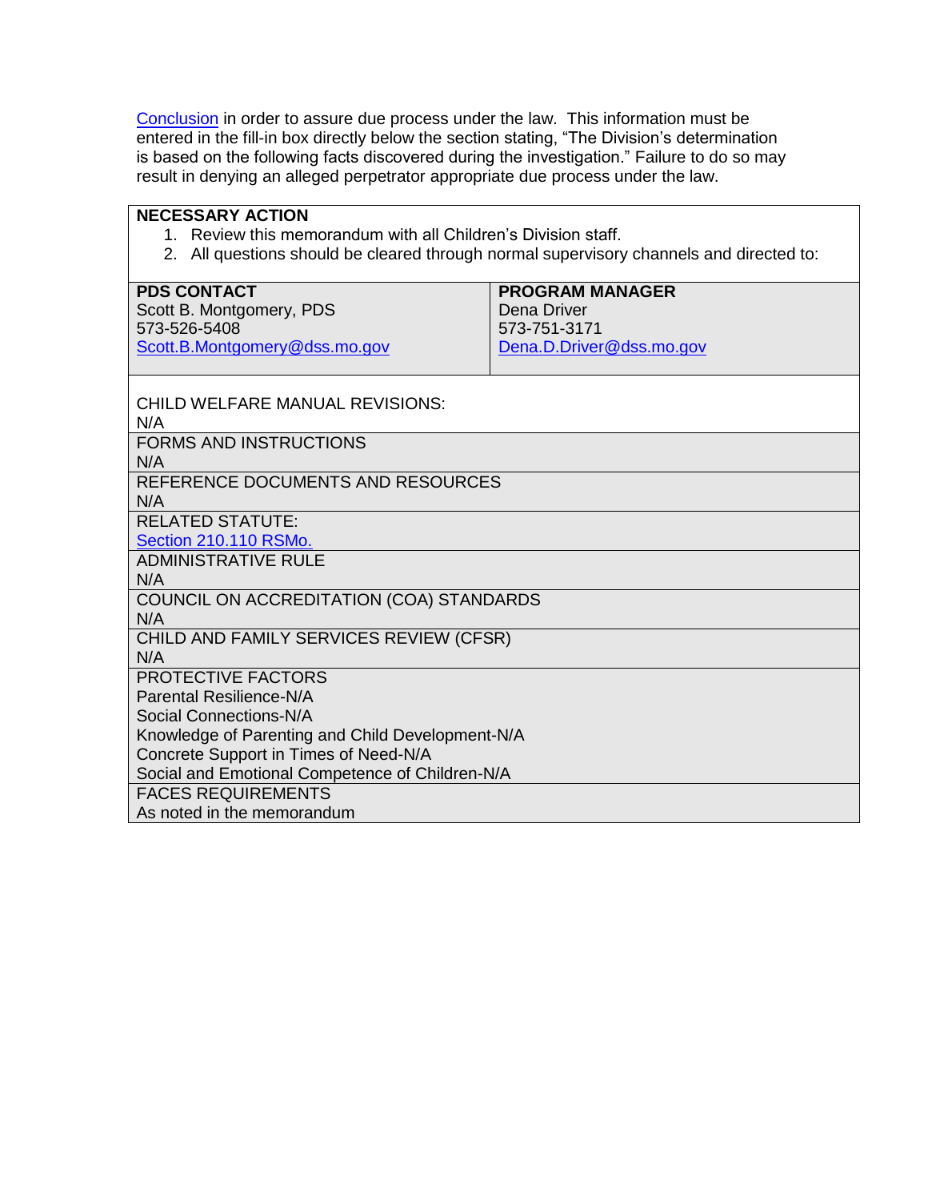Conclusion in order to assure due process under the law. This information must be entered in the fill-in box directly below the section stating, "The Division's determination is based on the following facts discovered during the investigation." Failure to do so may result in denying an alleged perpetrator appropriate due process under the law.

**NECESSARY ACTION**

1. Review this memorandum with all Children's Division staff.
2. All questions should be cleared through normal supervisory channels and directed to:

| **PDS CONTACT** | **PROGRAM MANAGER** |
|---|---|
| Scott B. Montgomery, PDS<br>573-526-5408<br>Scott.B.Montgomery@dss.mo.gov | Dena Driver<br>573-751-3171<br>Dena.D.Driver@dss.mo.gov |

CHILD WELFARE MANUAL REVISIONS:
N/A

FORMS AND INSTRUCTIONS
N/A

REFERENCE DOCUMENTS AND RESOURCES
N/A

RELATED STATUTE:
Section 210.110 RSMo.

ADMINISTRATIVE RULE
N/A

COUNCIL ON ACCREDITATION (COA) STANDARDS
N/A

CHILD AND FAMILY SERVICES REVIEW (CFSR)
N/A

PROTECTIVE FACTORS
Parental Resilience-N/A
Social Connections-N/A
Knowledge of Parenting and Child Development-N/A
Concrete Support in Times of Need-N/A
Social and Emotional Competence of Children-N/A

FACES REQUIREMENTS
As noted in the memorandum